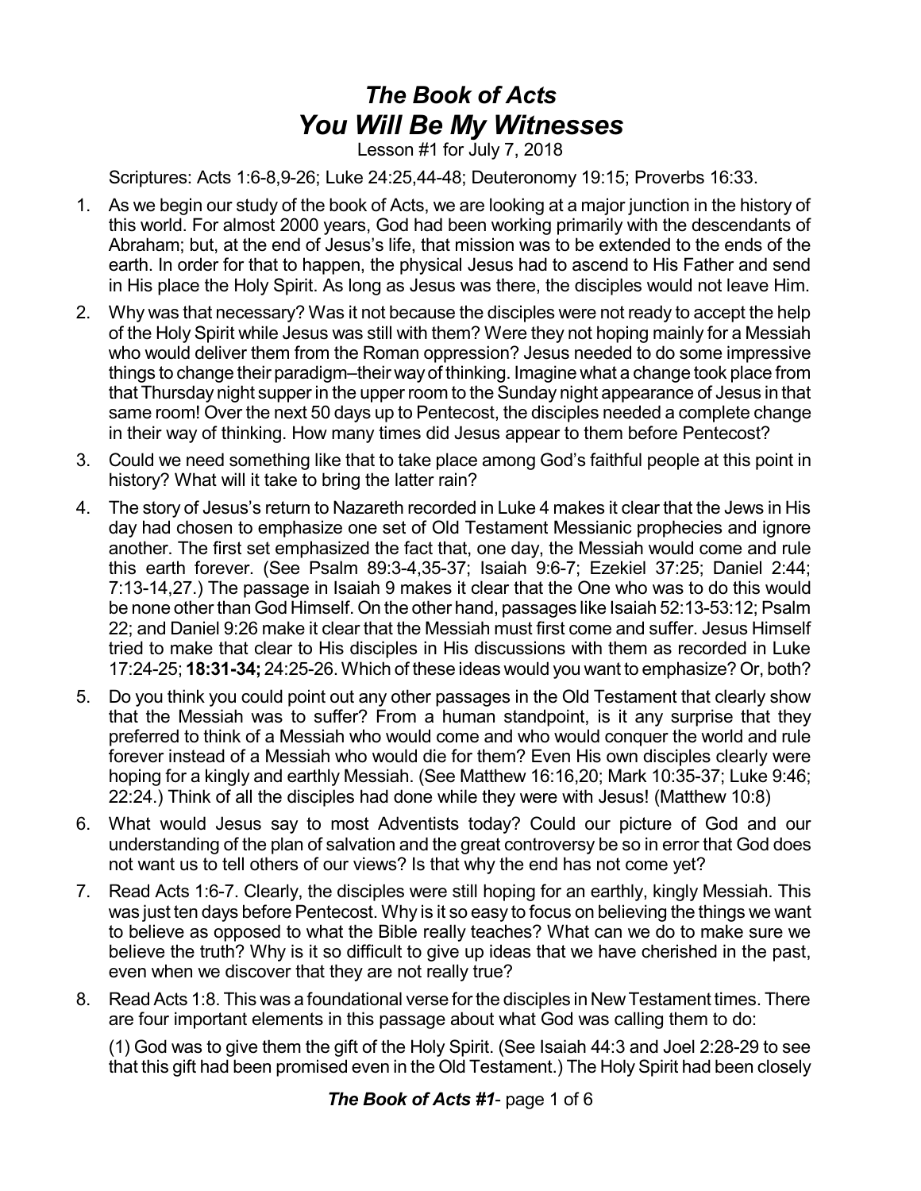# *The Book of Acts*
# *You Will Be My Witnesses*

Lesson #1 for July 7, 2018

Scriptures: Acts 1:6-8,9-26; Luke 24:25,44-48; Deuteronomy 19:15; Proverbs 16:33.

1. As we begin our study of the book of Acts, we are looking at a major junction in the history of this world. For almost 2000 years, God had been working primarily with the descendants of Abraham; but, at the end of Jesus's life, that mission was to be extended to the ends of the earth. In order for that to happen, the physical Jesus had to ascend to His Father and send in His place the Holy Spirit. As long as Jesus was there, the disciples would not leave Him.
2. Why was that necessary? Was it not because the disciples were not ready to accept the help of the Holy Spirit while Jesus was still with them? Were they not hoping mainly for a Messiah who would deliver them from the Roman oppression? Jesus needed to do some impressive things to change their paradigm–their way of thinking. Imagine what a change took place from that Thursday night supper in the upper room to the Sunday night appearance of Jesus in that same room! Over the next 50 days up to Pentecost, the disciples needed a complete change in their way of thinking. How many times did Jesus appear to them before Pentecost?
3. Could we need something like that to take place among God's faithful people at this point in history? What will it take to bring the latter rain?
4. The story of Jesus's return to Nazareth recorded in Luke 4 makes it clear that the Jews in His day had chosen to emphasize one set of Old Testament Messianic prophecies and ignore another. The first set emphasized the fact that, one day, the Messiah would come and rule this earth forever. (See Psalm 89:3-4,35-37; Isaiah 9:6-7; Ezekiel 37:25; Daniel 2:44; 7:13-14,27.) The passage in Isaiah 9 makes it clear that the One who was to do this would be none other than God Himself. On the other hand, passages like Isaiah 52:13-53:12; Psalm 22; and Daniel 9:26 make it clear that the Messiah must first come and suffer. Jesus Himself tried to make that clear to His disciples in His discussions with them as recorded in Luke 17:24-25; **18:31-34;** 24:25-26. Which of these ideas would you want to emphasize? Or, both?
5. Do you think you could point out any other passages in the Old Testament that clearly show that the Messiah was to suffer? From a human standpoint, is it any surprise that they preferred to think of a Messiah who would come and who would conquer the world and rule forever instead of a Messiah who would die for them? Even His own disciples clearly were hoping for a kingly and earthly Messiah. (See Matthew 16:16,20; Mark 10:35-37; Luke 9:46; 22:24.) Think of all the disciples had done while they were with Jesus! (Matthew 10:8)
6. What would Jesus say to most Adventists today? Could our picture of God and our understanding of the plan of salvation and the great controversy be so in error that God does not want us to tell others of our views? Is that why the end has not come yet?
7. Read Acts 1:6-7. Clearly, the disciples were still hoping for an earthly, kingly Messiah. This was just ten days before Pentecost. Why is it so easy to focus on believing the things we want to believe as opposed to what the Bible really teaches? What can we do to make sure we believe the truth? Why is it so difficult to give up ideas that we have cherished in the past, even when we discover that they are not really true?
8. Read Acts 1:8. This was a foundational verse for the disciples in New Testament times. There are four important elements in this passage about what God was calling them to do:

   (1) God was to give them the gift of the Holy Spirit. (See Isaiah 44:3 and Joel 2:28-29 to see that this gift had been promised even in the Old Testament.) The Holy Spirit had been closely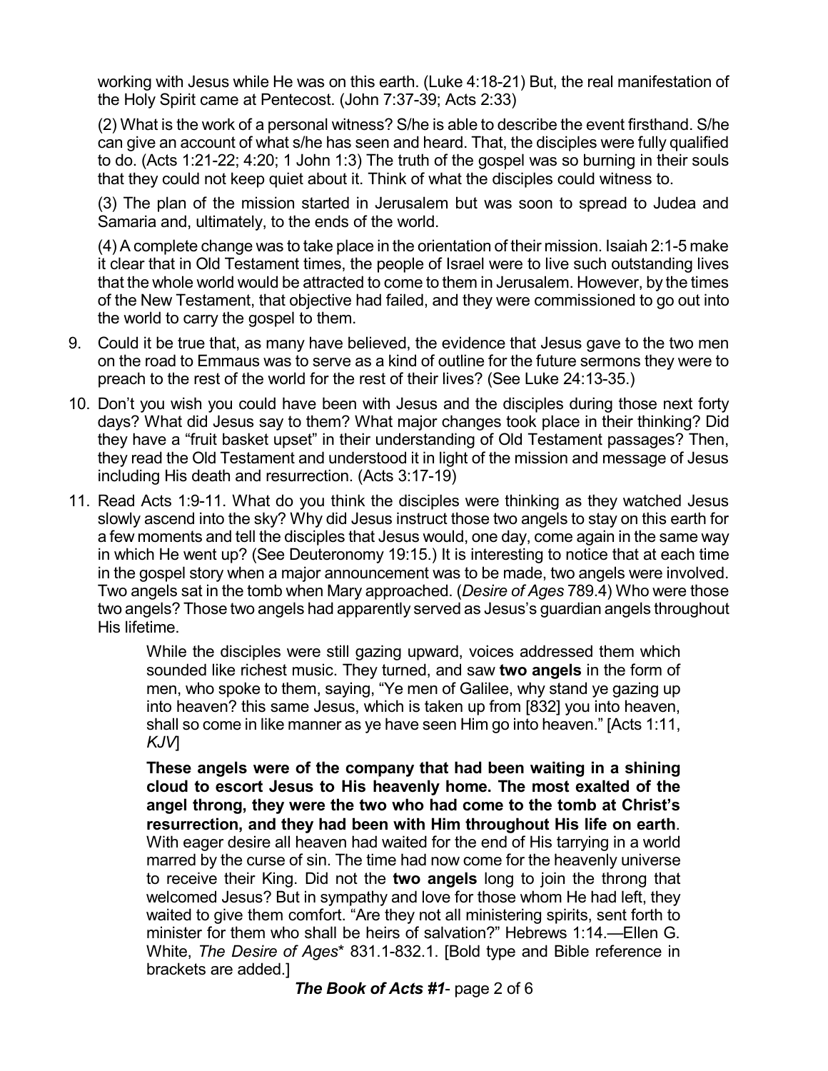working with Jesus while He was on this earth. (Luke 4:18-21) But, the real manifestation of the Holy Spirit came at Pentecost. (John 7:37-39; Acts 2:33)

(2) What is the work of a personal witness? S/he is able to describe the event firsthand. S/he can give an account of what s/he has seen and heard. That, the disciples were fully qualified to do. (Acts 1:21-22; 4:20; 1 John 1:3) The truth of the gospel was so burning in their souls that they could not keep quiet about it. Think of what the disciples could witness to.

(3) The plan of the mission started in Jerusalem but was soon to spread to Judea and Samaria and, ultimately, to the ends of the world.

(4) A complete change was to take place in the orientation of their mission. Isaiah 2:1-5 make it clear that in Old Testament times, the people of Israel were to live such outstanding lives that the whole world would be attracted to come to them in Jerusalem. However, by the times of the New Testament, that objective had failed, and they were commissioned to go out into the world to carry the gospel to them.

9. Could it be true that, as many have believed, the evidence that Jesus gave to the two men on the road to Emmaus was to serve as a kind of outline for the future sermons they were to preach to the rest of the world for the rest of their lives? (See Luke 24:13-35.)

10. Don't you wish you could have been with Jesus and the disciples during those next forty days? What did Jesus say to them? What major changes took place in their thinking? Did they have a "fruit basket upset" in their understanding of Old Testament passages? Then, they read the Old Testament and understood it in light of the mission and message of Jesus including His death and resurrection. (Acts 3:17-19)

11. Read Acts 1:9-11. What do you think the disciples were thinking as they watched Jesus slowly ascend into the sky? Why did Jesus instruct those two angels to stay on this earth for a few moments and tell the disciples that Jesus would, one day, come again in the same way in which He went up? (See Deuteronomy 19:15.) It is interesting to notice that at each time in the gospel story when a major announcement was to be made, two angels were involved. Two angels sat in the tomb when Mary approached. (*Desire of Ages* 789.4) Who were those two angels? Those two angels had apparently served as Jesus's guardian angels throughout His lifetime.

> While the disciples were still gazing upward, voices addressed them which sounded like richest music. They turned, and saw **two angels** in the form of men, who spoke to them, saying, "Ye men of Galilee, why stand ye gazing up into heaven? this same Jesus, which is taken up from [832] you into heaven, shall so come in like manner as ye have seen Him go into heaven." [Acts 1:11, *KJV*]
>
> **These angels were of the company that had been waiting in a shining cloud to escort Jesus to His heavenly home. The most exalted of the angel throng, they were the two who had come to the tomb at Christ's resurrection, and they had been with Him throughout His life on earth**. With eager desire all heaven had waited for the end of His tarrying in a world marred by the curse of sin. The time had now come for the heavenly universe to receive their King. Did not the **two angels** long to join the throng that welcomed Jesus? But in sympathy and love for those whom He had left, they waited to give them comfort. "Are they not all ministering spirits, sent forth to minister for them who shall be heirs of salvation?" Hebrews 1:14.—Ellen G. White, *The Desire of Ages*\* 831.1-832.1. [Bold type and Bible reference in brackets are added.]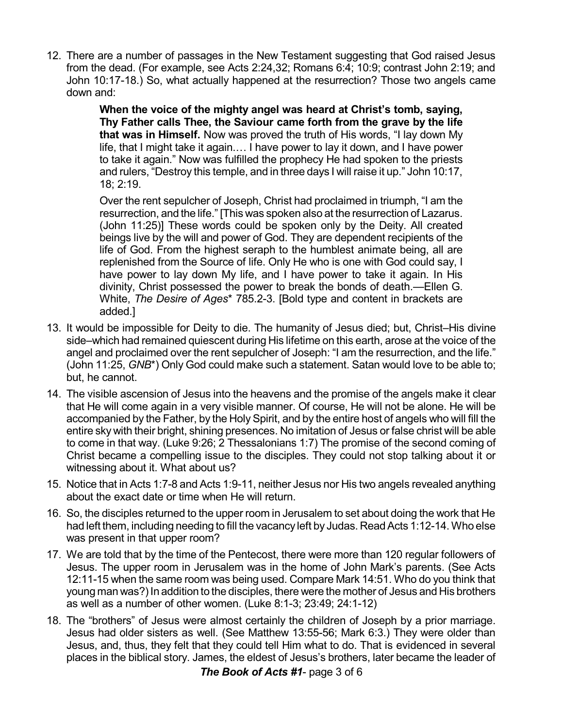12. There are a number of passages in the New Testament suggesting that God raised Jesus from the dead. (For example, see Acts 2:24,32; Romans 6:4; 10:9; contrast John 2:19; and John 10:17-18.) So, what actually happened at the resurrection? Those two angels came down and:

    > **When the voice of the mighty angel was heard at Christ's tomb, saying, Thy Father calls Thee, the Saviour came forth from the grave by the life that was in Himself.** Now was proved the truth of His words, "I lay down My life, that I might take it again.… I have power to lay it down, and I have power to take it again." Now was fulfilled the prophecy He had spoken to the priests and rulers, "Destroy this temple, and in three days I will raise it up." John 10:17, 18; 2:19.
    >
    > Over the rent sepulcher of Joseph, Christ had proclaimed in triumph, "I am the resurrection, and the life." [This was spoken also at the resurrection of Lazarus. (John 11:25)] These words could be spoken only by the Deity. All created beings live by the will and power of God. They are dependent recipients of the life of God. From the highest seraph to the humblest animate being, all are replenished from the Source of life. Only He who is one with God could say, I have power to lay down My life, and I have power to take it again. In His divinity, Christ possessed the power to break the bonds of death.—Ellen G. White, *The Desire of Ages*\* 785.2-3. [Bold type and content in brackets are added.]

13. It would be impossible for Deity to die. The humanity of Jesus died; but, Christ–His divine side–which had remained quiescent during His lifetime on this earth, arose at the voice of the angel and proclaimed over the rent sepulcher of Joseph: "I am the resurrection, and the life." (John 11:25, *GNB*\*) Only God could make such a statement. Satan would love to be able to; but, he cannot.

14. The visible ascension of Jesus into the heavens and the promise of the angels make it clear that He will come again in a very visible manner. Of course, He will not be alone. He will be accompanied by the Father, by the Holy Spirit, and by the entire host of angels who will fill the entire sky with their bright, shining presences. No imitation of Jesus or false christ will be able to come in that way. (Luke 9:26; 2 Thessalonians 1:7) The promise of the second coming of Christ became a compelling issue to the disciples. They could not stop talking about it or witnessing about it. What about us?

15. Notice that in Acts 1:7-8 and Acts 1:9-11, neither Jesus nor His two angels revealed anything about the exact date or time when He will return.

16. So, the disciples returned to the upper room in Jerusalem to set about doing the work that He had left them, including needing to fill the vacancy left by Judas. Read Acts 1:12-14. Who else was present in that upper room?

17. We are told that by the time of the Pentecost, there were more than 120 regular followers of Jesus. The upper room in Jerusalem was in the home of John Mark's parents. (See Acts 12:11-15 when the same room was being used. Compare Mark 14:51. Who do you think that young man was?) In addition to the disciples, there were the mother of Jesus and His brothers as well as a number of other women. (Luke 8:1-3; 23:49; 24:1-12)

18. The "brothers" of Jesus were almost certainly the children of Joseph by a prior marriage. Jesus had older sisters as well. (See Matthew 13:55-56; Mark 6:3.) They were older than Jesus, and, thus, they felt that they could tell Him what to do. That is evidenced in several places in the biblical story. James, the eldest of Jesus's brothers, later became the leader of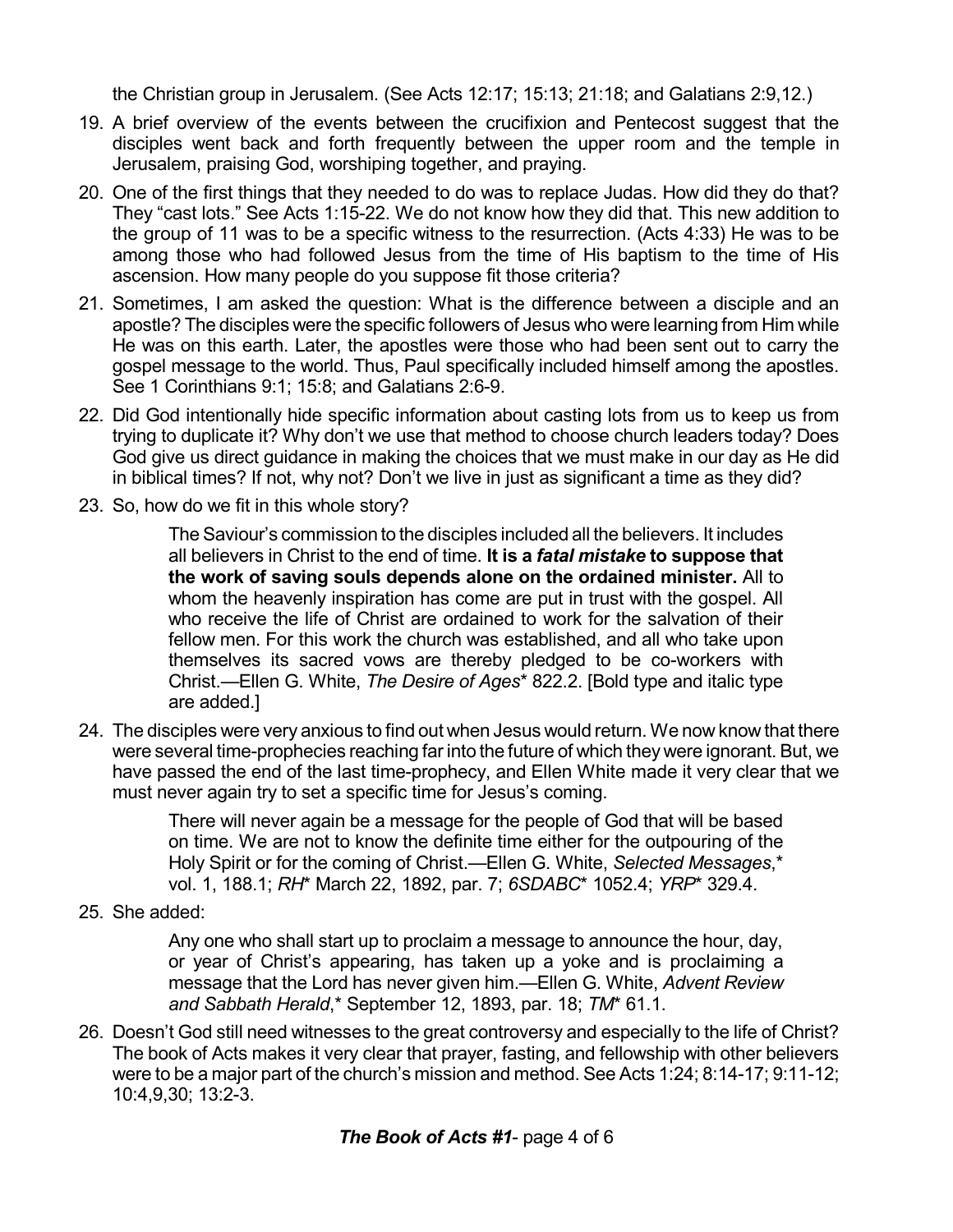the Christian group in Jerusalem. (See Acts 12:17; 15:13; 21:18; and Galatians 2:9,12.)

19. A brief overview of the events between the crucifixion and Pentecost suggest that the disciples went back and forth frequently between the upper room and the temple in Jerusalem, praising God, worshiping together, and praying.

20. One of the first things that they needed to do was to replace Judas. How did they do that? They "cast lots." See Acts 1:15-22. We do not know how they did that. This new addition to the group of 11 was to be a specific witness to the resurrection. (Acts 4:33) He was to be among those who had followed Jesus from the time of His baptism to the time of His ascension. How many people do you suppose fit those criteria?

21. Sometimes, I am asked the question: What is the difference between a disciple and an apostle? The disciples were the specific followers of Jesus who were learning from Him while He was on this earth. Later, the apostles were those who had been sent out to carry the gospel message to the world. Thus, Paul specifically included himself among the apostles. See 1 Corinthians 9:1; 15:8; and Galatians 2:6-9.

22. Did God intentionally hide specific information about casting lots from us to keep us from trying to duplicate it? Why don't we use that method to choose church leaders today? Does God give us direct guidance in making the choices that we must make in our day as He did in biblical times? If not, why not? Don't we live in just as significant a time as they did?

23. So, how do we fit in this whole story?

> The Saviour's commission to the disciples included all the believers. It includes all believers in Christ to the end of time. **It is a *fatal mistake* to suppose that the work of saving souls depends alone on the ordained minister.** All to whom the heavenly inspiration has come are put in trust with the gospel. All who receive the life of Christ are ordained to work for the salvation of their fellow men. For this work the church was established, and all who take upon themselves its sacred vows are thereby pledged to be co-workers with Christ.—Ellen G. White, *The Desire of Ages** 822.2. [Bold type and italic type are added.]

24. The disciples were very anxious to find out when Jesus would return. We now know that there were several time-prophecies reaching far into the future of which they were ignorant. But, we have passed the end of the last time-prophecy, and Ellen White made it very clear that we must never again try to set a specific time for Jesus's coming.

> There will never again be a message for the people of God that will be based on time. We are not to know the definite time either for the outpouring of the Holy Spirit or for the coming of Christ.—Ellen G. White, *Selected Messages*,* vol. 1, 188.1; *RH** March 22, 1892, par. 7; *6SDABC** 1052.4; *YRP** 329.4.

25. She added:

> Any one who shall start up to proclaim a message to announce the hour, day, or year of Christ's appearing, has taken up a yoke and is proclaiming a message that the Lord has never given him.—Ellen G. White, *Advent Review and Sabbath Herald*,* September 12, 1893, par. 18; *TM** 61.1.

26. Doesn't God still need witnesses to the great controversy and especially to the life of Christ? The book of Acts makes it very clear that prayer, fasting, and fellowship with other believers were to be a major part of the church's mission and method. See Acts 1:24; 8:14-17; 9:11-12; 10:4,9,30; 13:2-3.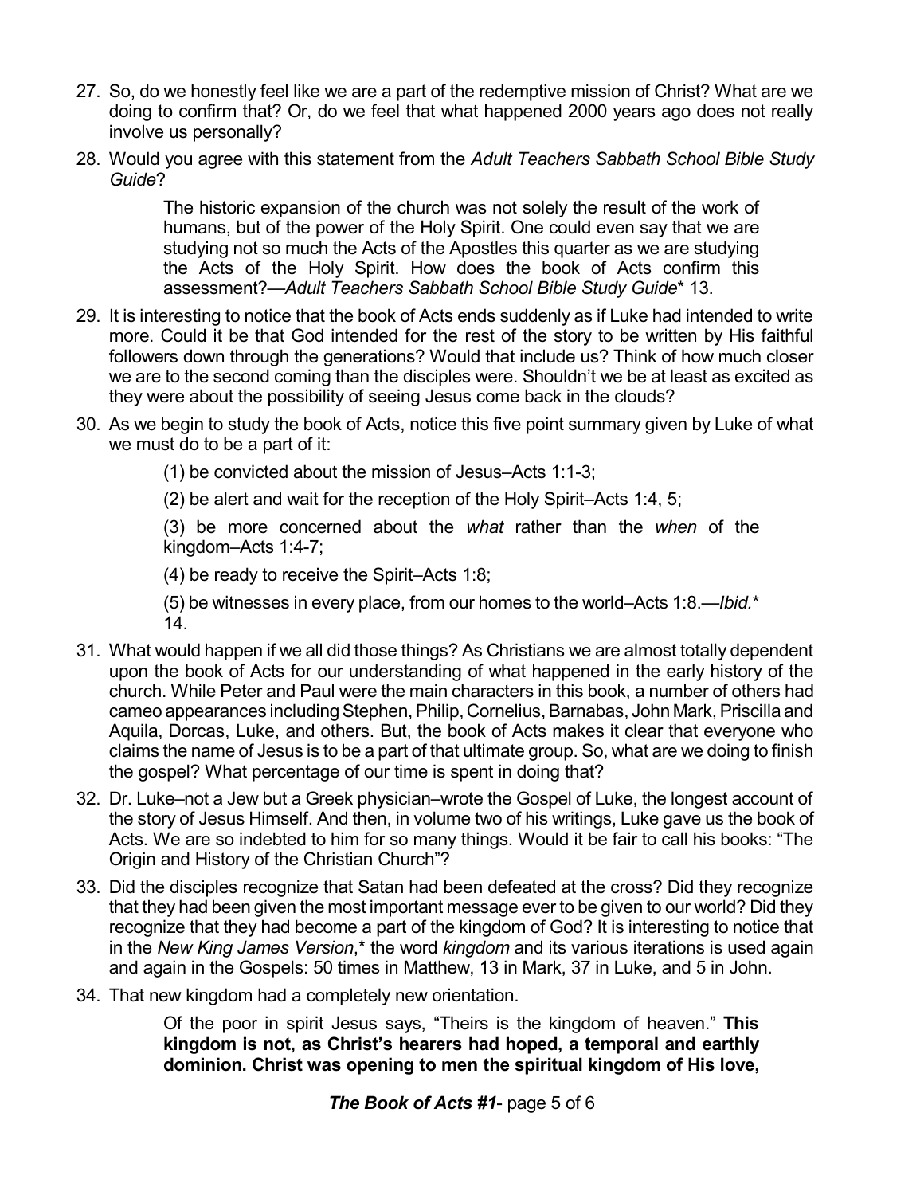27. So, do we honestly feel like we are a part of the redemptive mission of Christ? What are we doing to confirm that? Or, do we feel that what happened 2000 years ago does not really involve us personally?

28. Would you agree with this statement from the *Adult Teachers Sabbath School Bible Study Guide*?

> The historic expansion of the church was not solely the result of the work of humans, but of the power of the Holy Spirit. One could even say that we are studying not so much the Acts of the Apostles this quarter as we are studying the Acts of the Holy Spirit. How does the book of Acts confirm this assessment?—*Adult Teachers Sabbath School Bible Study Guide** 13.

29. It is interesting to notice that the book of Acts ends suddenly as if Luke had intended to write more. Could it be that God intended for the rest of the story to be written by His faithful followers down through the generations? Would that include us? Think of how much closer we are to the second coming than the disciples were. Shouldn't we be at least as excited as they were about the possibility of seeing Jesus come back in the clouds?

30. As we begin to study the book of Acts, notice this five point summary given by Luke of what we must do to be a part of it:

> (1) be convicted about the mission of Jesus–Acts 1:1-3;
>
> (2) be alert and wait for the reception of the Holy Spirit–Acts 1:4, 5;
>
> (3) be more concerned about the *what* rather than the *when* of the kingdom–Acts 1:4-7;
>
> (4) be ready to receive the Spirit–Acts 1:8;
>
> (5) be witnesses in every place, from our homes to the world–Acts 1:8.—*Ibid.** 14.

31. What would happen if we all did those things? As Christians we are almost totally dependent upon the book of Acts for our understanding of what happened in the early history of the church. While Peter and Paul were the main characters in this book, a number of others had cameo appearances including Stephen, Philip, Cornelius, Barnabas, John Mark, Priscilla and Aquila, Dorcas, Luke, and others. But, the book of Acts makes it clear that everyone who claims the name of Jesus is to be a part of that ultimate group. So, what are we doing to finish the gospel? What percentage of our time is spent in doing that?

32. Dr. Luke–not a Jew but a Greek physician–wrote the Gospel of Luke, the longest account of the story of Jesus Himself. And then, in volume two of his writings, Luke gave us the book of Acts. We are so indebted to him for so many things. Would it be fair to call his books: "The Origin and History of the Christian Church"?

33. Did the disciples recognize that Satan had been defeated at the cross? Did they recognize that they had been given the most important message ever to be given to our world? Did they recognize that they had become a part of the kingdom of God? It is interesting to notice that in the *New King James Version*,* the word *kingdom* and its various iterations is used again and again in the Gospels: 50 times in Matthew, 13 in Mark, 37 in Luke, and 5 in John.

34. That new kingdom had a completely new orientation.

> Of the poor in spirit Jesus says, "Theirs is the kingdom of heaven." **This kingdom is not, as Christ's hearers had hoped, a temporal and earthly dominion. Christ was opening to men the spiritual kingdom of His love,**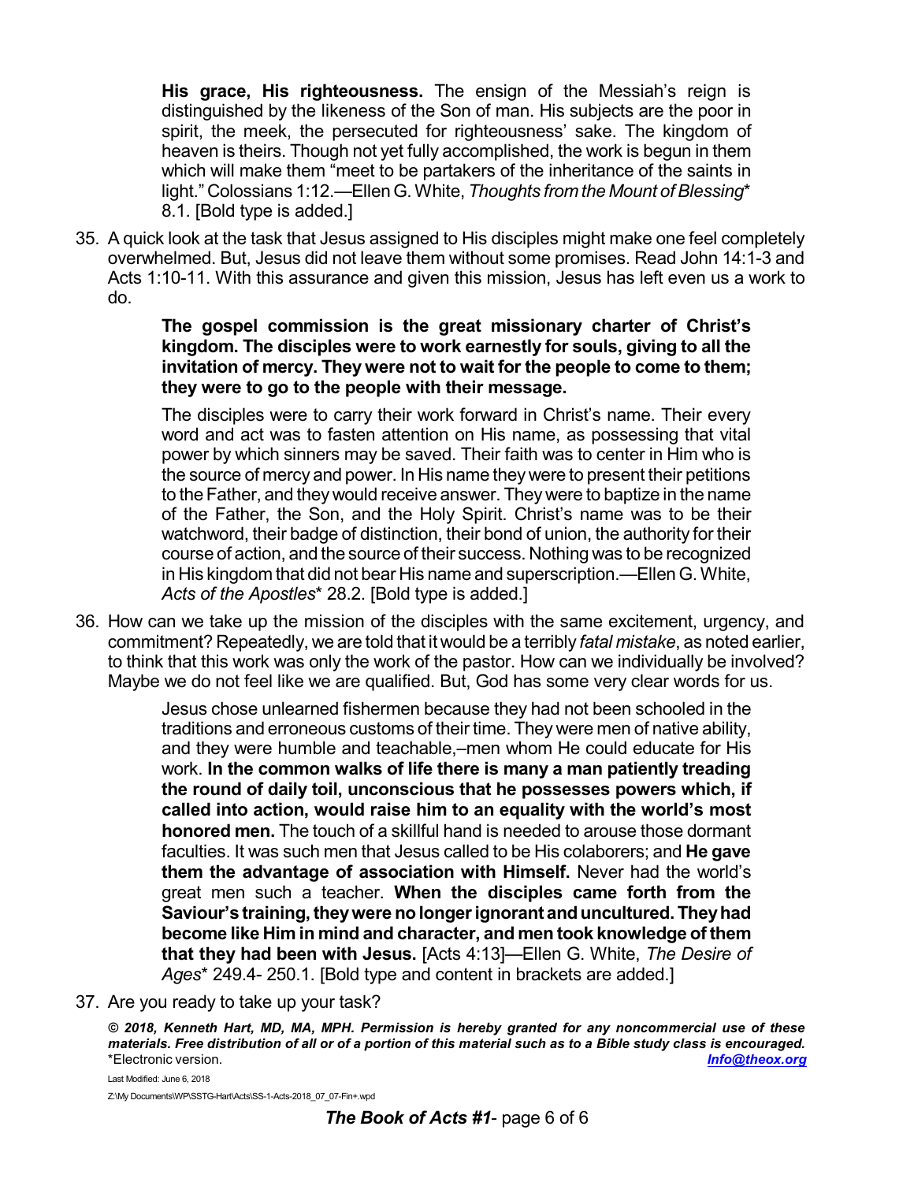> **His grace, His righteousness.** The ensign of the Messiah's reign is distinguished by the likeness of the Son of man. His subjects are the poor in spirit, the meek, the persecuted for righteousness' sake. The kingdom of heaven is theirs. Though not yet fully accomplished, the work is begun in them which will make them "meet to be partakers of the inheritance of the saints in light." Colossians 1:12.—Ellen G. White, *Thoughts from the Mount of Blessing** 8.1. [Bold type is added.]

35. A quick look at the task that Jesus assigned to His disciples might make one feel completely overwhelmed. But, Jesus did not leave them without some promises. Read John 14:1-3 and Acts 1:10-11. With this assurance and given this mission, Jesus has left even us a work to do.

> **The gospel commission is the great missionary charter of Christ's kingdom. The disciples were to work earnestly for souls, giving to all the invitation of mercy. They were not to wait for the people to come to them; they were to go to the people with their message.**
>
> The disciples were to carry their work forward in Christ's name. Their every word and act was to fasten attention on His name, as possessing that vital power by which sinners may be saved. Their faith was to center in Him who is the source of mercy and power. In His name they were to present their petitions to the Father, and they would receive answer. They were to baptize in the name of the Father, the Son, and the Holy Spirit. Christ's name was to be their watchword, their badge of distinction, their bond of union, the authority for their course of action, and the source of their success. Nothing was to be recognized in His kingdom that did not bear His name and superscription.—Ellen G. White, *Acts of the Apostles** 28.2. [Bold type is added.]

36. How can we take up the mission of the disciples with the same excitement, urgency, and commitment? Repeatedly, we are told that it would be a terribly *fatal mistake*, as noted earlier, to think that this work was only the work of the pastor. How can we individually be involved? Maybe we do not feel like we are qualified. But, God has some very clear words for us.

> Jesus chose unlearned fishermen because they had not been schooled in the traditions and erroneous customs of their time. They were men of native ability, and they were humble and teachable,–men whom He could educate for His work. **In the common walks of life there is many a man patiently treading the round of daily toil, unconscious that he possesses powers which, if called into action, would raise him to an equality with the world's most honored men.** The touch of a skillful hand is needed to arouse those dormant faculties. It was such men that Jesus called to be His colaborers; and **He gave them the advantage of association with Himself.** Never had the world's great men such a teacher. **When the disciples came forth from the Saviour's training, they were no longer ignorant and uncultured. They had become like Him in mind and character, and men took knowledge of them that they had been with Jesus.** [Acts 4:13]—Ellen G. White, *The Desire of Ages** 249.4- 250.1. [Bold type and content in brackets are added.]

37. Are you ready to take up your task?

***© 2018, Kenneth Hart, MD, MA, MPH. Permission is hereby granted for any noncommercial use of these materials. Free distribution of all or of a portion of this material such as to a Bible study class is encouraged.***
*Electronic version. ***Info@theox.org***

Last Modified: June 6, 2018

Z:\My Documents\WP\SSTG-Hart\Acts\SS-1-Acts-2018_07_07-Fin+.wpd